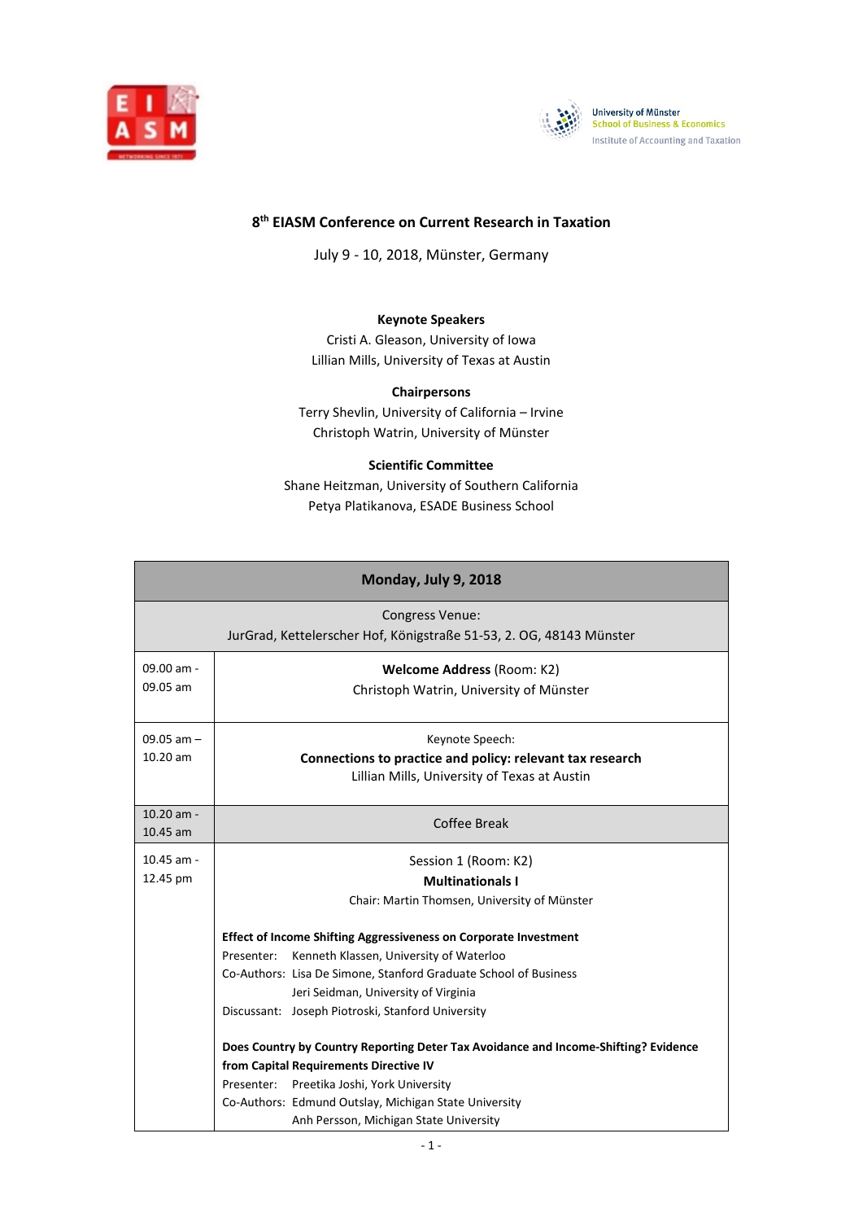University of Münster
School of Business & Economics
Institute of Accounting and Taxation

# 8th EIASM Conference on Current Research in Taxation

July 9 - 10, 2018, Münster, Germany

**Keynote Speakers**
Cristi A. Gleason, University of Iowa
Lillian Mills, University of Texas at Austin

**Chairpersons**
Terry Shevlin, University of California – Irvine
Christoph Watrin, University of Münster

**Scientific Committee**
Shane Heitzman, University of Southern California
Petya Platikanova, ESADE Business School

| **Monday, July 9, 2018** | |
|---|---|
| Congress Venue: JurGrad, Kettelerscher Hof, Königstraße 51-53, 2. OG, 48143 Münster | |
| 09.00 am - 09.05 am | **Welcome Address** (Room: K2)<br>Christoph Watrin, University of Münster |
| 09.05 am – 10.20 am | Keynote Speech:<br>**Connections to practice and policy: relevant tax research**<br>Lillian Mills, University of Texas at Austin |
| 10.20 am - 10.45 am | Coffee Break |
| 10.45 am - 12.45 pm | Session 1 (Room: K2)<br>**Multinationals I**<br>Chair: Martin Thomsen, University of Münster<br><br>**Effect of Income Shifting Aggressiveness on Corporate Investment**<br>Presenter: Kenneth Klassen, University of Waterloo<br>Co-Authors: Lisa De Simone, Stanford Graduate School of Business<br>Jeri Seidman, University of Virginia<br>Discussant: Joseph Piotroski, Stanford University<br><br>**Does Country by Country Reporting Deter Tax Avoidance and Income-Shifting? Evidence from Capital Requirements Directive IV**<br>Presenter: Preetika Joshi, York University<br>Co-Authors: Edmund Outslay, Michigan State University<br>Anh Persson, Michigan State University |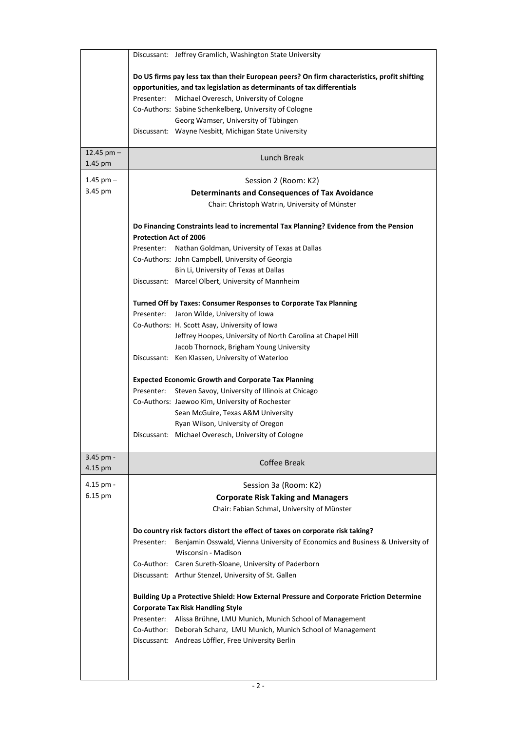| | |
|---|---|
| | Discussant: Jeffrey Gramlich, Washington State University<br><br>**Do US firms pay less tax than their European peers? On firm characteristics, profit shifting opportunities, and tax legislation as determinants of tax differentials**<br>Presenter: Michael Overesch, University of Cologne<br>Co-Authors: Sabine Schenkelberg, University of Cologne<br>Georg Wamser, University of Tübingen<br>Discussant: Wayne Nesbitt, Michigan State University |
| 12.45 pm – 1.45 pm | Lunch Break |
| 1.45 pm – 3.45 pm | Session 2 (Room: K2)<br>**Determinants and Consequences of Tax Avoidance**<br>Chair: Christoph Watrin, University of Münster<br><br>**Do Financing Constraints lead to incremental Tax Planning? Evidence from the Pension Protection Act of 2006**<br>Presenter: Nathan Goldman, University of Texas at Dallas<br>Co-Authors: John Campbell, University of Georgia<br>Bin Li, University of Texas at Dallas<br>Discussant: Marcel Olbert, University of Mannheim<br><br>**Turned Off by Taxes: Consumer Responses to Corporate Tax Planning**<br>Presenter: Jaron Wilde, University of Iowa<br>Co-Authors: H. Scott Asay, University of Iowa<br>Jeffrey Hoopes, University of North Carolina at Chapel Hill<br>Jacob Thornock, Brigham Young University<br>Discussant: Ken Klassen, University of Waterloo<br><br>**Expected Economic Growth and Corporate Tax Planning**<br>Presenter: Steven Savoy, University of Illinois at Chicago<br>Co-Authors: Jaewoo Kim, University of Rochester<br>Sean McGuire, Texas A&M University<br>Ryan Wilson, University of Oregon<br>Discussant: Michael Overesch, University of Cologne |
| 3.45 pm - 4.15 pm | Coffee Break |
| 4.15 pm - 6.15 pm | Session 3a (Room: K2)<br>**Corporate Risk Taking and Managers**<br>Chair: Fabian Schmal, University of Münster<br><br>**Do country risk factors distort the effect of taxes on corporate risk taking?**<br>Presenter: Benjamin Osswald, Vienna University of Economics and Business & University of Wisconsin - Madison<br>Co-Author: Caren Sureth-Sloane, University of Paderborn<br>Discussant: Arthur Stenzel, University of St. Gallen<br><br>**Building Up a Protective Shield: How External Pressure and Corporate Friction Determine Corporate Tax Risk Handling Style**<br>Presenter: Alissa Brühne, LMU Munich, Munich School of Management<br>Co-Author: Deborah Schanz, LMU Munich, Munich School of Management<br>Discussant: Andreas Löffler, Free University Berlin |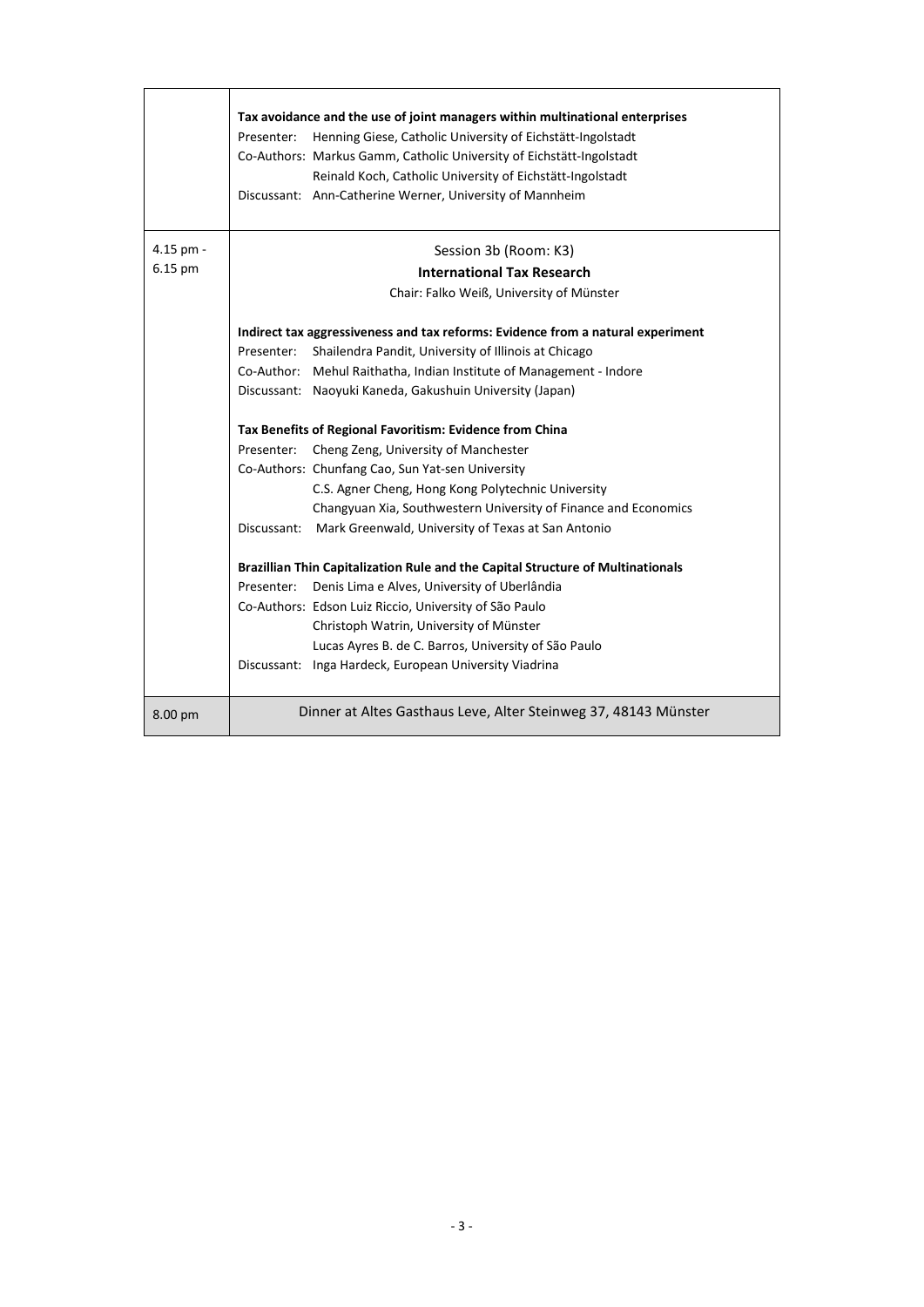| | |
|---|---|
| | **Tax avoidance and the use of joint managers within multinational enterprises**<br>Presenter: Henning Giese, Catholic University of Eichstätt-Ingolstadt<br>Co-Authors: Markus Gamm, Catholic University of Eichstätt-Ingolstadt<br>Reinald Koch, Catholic University of Eichstätt-Ingolstadt<br>Discussant: Ann-Catherine Werner, University of Mannheim |
| 4.15 pm - 6.15 pm | Session 3b (Room: K3)<br>**International Tax Research**<br>Chair: Falko Weiß, University of Münster<br><br>**Indirect tax aggressiveness and tax reforms: Evidence from a natural experiment**<br>Presenter: Shailendra Pandit, University of Illinois at Chicago<br>Co-Author: Mehul Raithatha, Indian Institute of Management - Indore<br>Discussant: Naoyuki Kaneda, Gakushuin University (Japan)<br><br>**Tax Benefits of Regional Favoritism: Evidence from China**<br>Presenter: Cheng Zeng, University of Manchester<br>Co-Authors: Chunfang Cao, Sun Yat-sen University<br>C.S. Agner Cheng, Hong Kong Polytechnic University<br>Changyuan Xia, Southwestern University of Finance and Economics<br>Discussant: Mark Greenwald, University of Texas at San Antonio<br><br>**Brazillian Thin Capitalization Rule and the Capital Structure of Multinationals**<br>Presenter: Denis Lima e Alves, University of Uberlândia<br>Co-Authors: Edson Luiz Riccio, University of São Paulo<br>Christoph Watrin, University of Münster<br>Lucas Ayres B. de C. Barros, University of São Paulo<br>Discussant: Inga Hardeck, European University Viadrina |
| 8.00 pm | Dinner at Altes Gasthaus Leve, Alter Steinweg 37, 48143 Münster |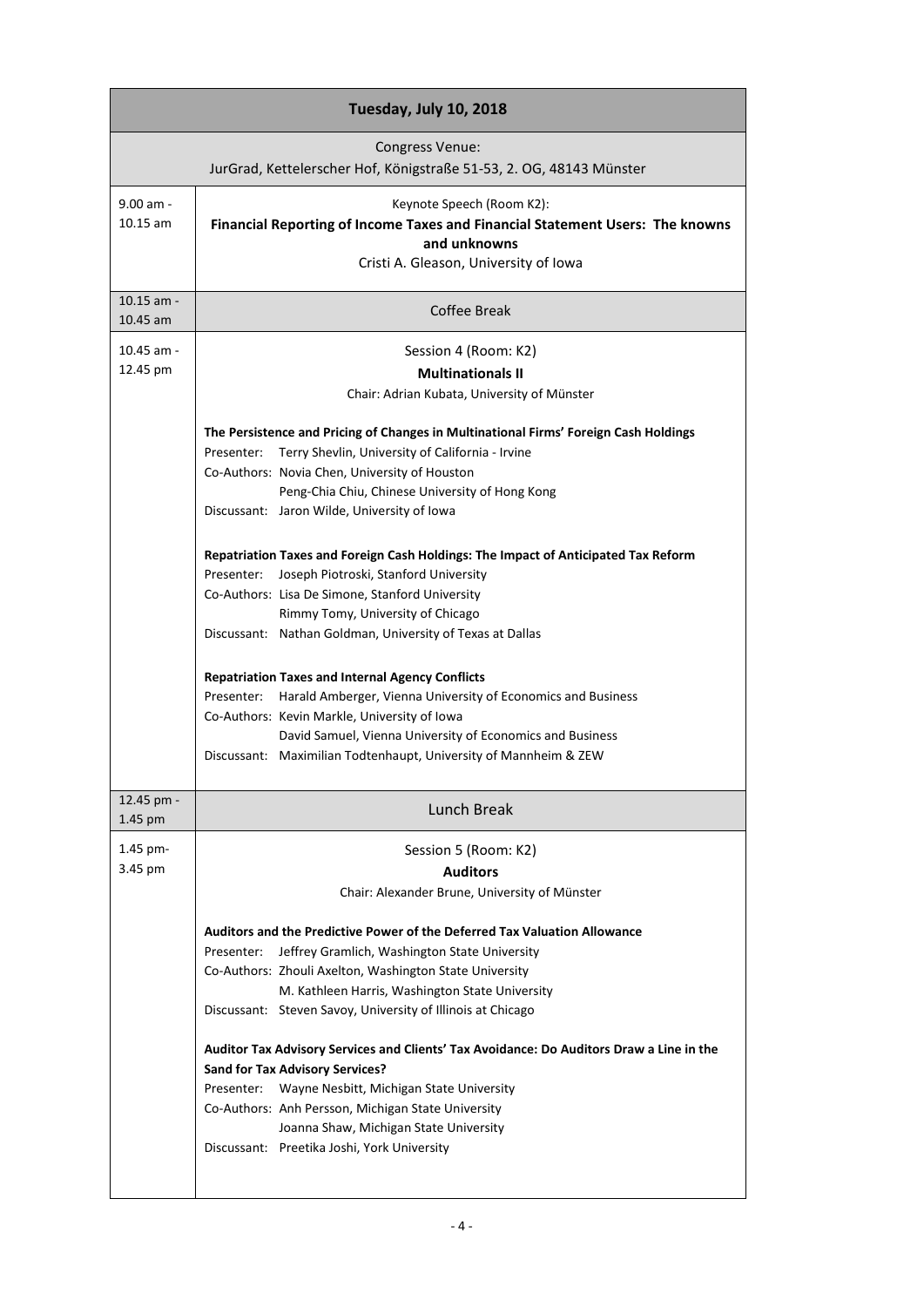| Tuesday, July 10, 2018 | |
|---|---|
| Congress Venue:<br>JurGrad, Kettelerscher Hof, Königstraße 51-53, 2. OG, 48143 Münster | |
| 9.00 am - 10.15 am | Keynote Speech (Room K2):<br>**Financial Reporting of Income Taxes and Financial Statement Users: The knowns and unknowns**<br>Cristi A. Gleason, University of Iowa |
| 10.15 am - 10.45 am | Coffee Break |
| 10.45 am - 12.45 pm | Session 4 (Room: K2)<br>**Multinationals II**<br>Chair: Adrian Kubata, University of Münster<br><br>**The Persistence and Pricing of Changes in Multinational Firms' Foreign Cash Holdings**<br>Presenter: Terry Shevlin, University of California - Irvine<br>Co-Authors: Novia Chen, University of Houston<br>Peng-Chia Chiu, Chinese University of Hong Kong<br>Discussant: Jaron Wilde, University of Iowa<br><br>**Repatriation Taxes and Foreign Cash Holdings: The Impact of Anticipated Tax Reform**<br>Presenter: Joseph Piotroski, Stanford University<br>Co-Authors: Lisa De Simone, Stanford University<br>Rimmy Tomy, University of Chicago<br>Discussant: Nathan Goldman, University of Texas at Dallas<br><br>**Repatriation Taxes and Internal Agency Conflicts**<br>Presenter: Harald Amberger, Vienna University of Economics and Business<br>Co-Authors: Kevin Markle, University of Iowa<br>David Samuel, Vienna University of Economics and Business<br>Discussant: Maximilian Todtenhaupt, University of Mannheim & ZEW |
| 12.45 pm - 1.45 pm | Lunch Break |
| 1.45 pm- 3.45 pm | Session 5 (Room: K2)<br>**Auditors**<br>Chair: Alexander Brune, University of Münster<br><br>**Auditors and the Predictive Power of the Deferred Tax Valuation Allowance**<br>Presenter: Jeffrey Gramlich, Washington State University<br>Co-Authors: Zhouli Axelton, Washington State University<br>M. Kathleen Harris, Washington State University<br>Discussant: Steven Savoy, University of Illinois at Chicago<br><br>**Auditor Tax Advisory Services and Clients' Tax Avoidance: Do Auditors Draw a Line in the Sand for Tax Advisory Services?**<br>Presenter: Wayne Nesbitt, Michigan State University<br>Co-Authors: Anh Persson, Michigan State University<br>Joanna Shaw, Michigan State University<br>Discussant: Preetika Joshi, York University |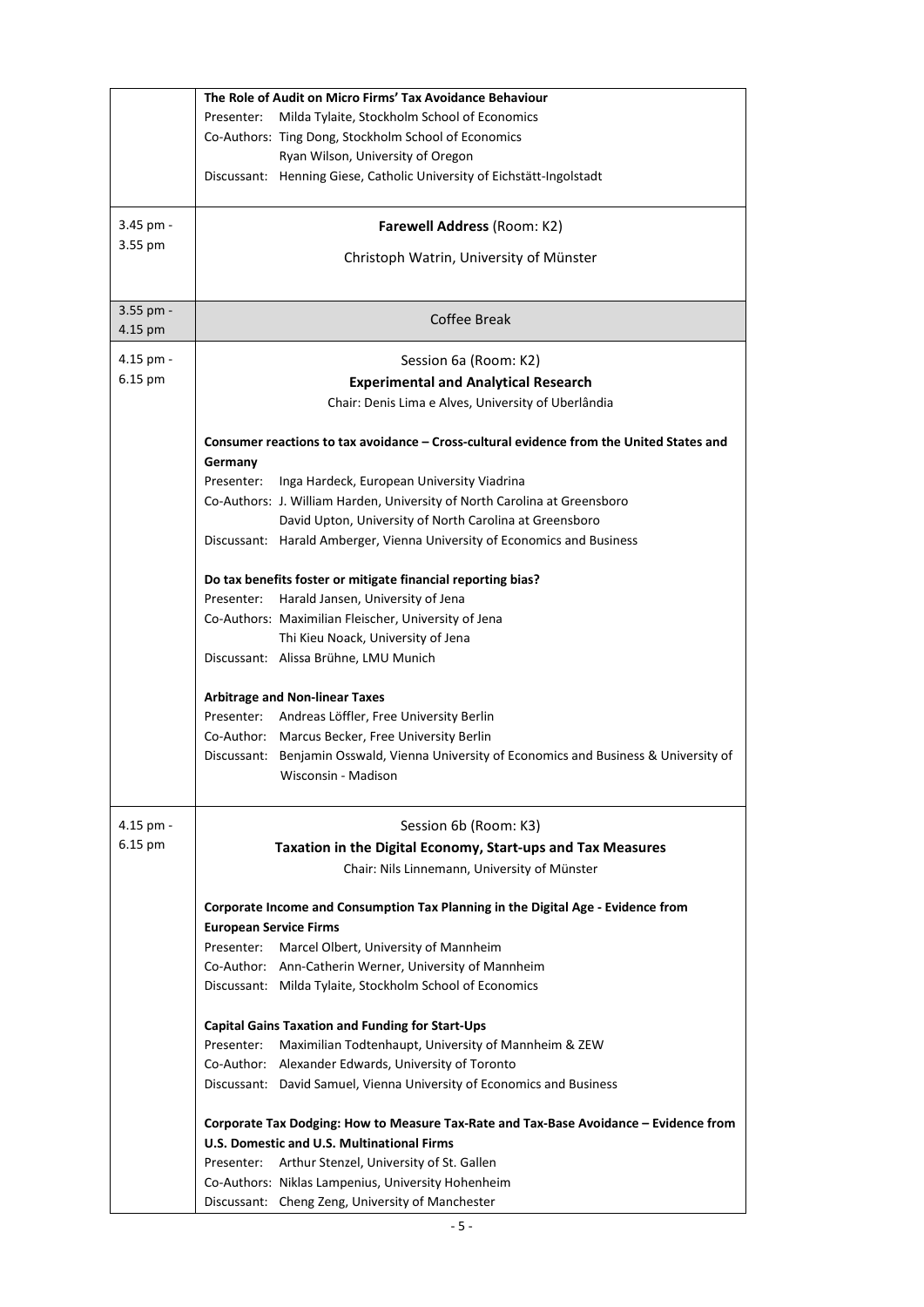| | |
|---|---|
| | **The Role of Audit on Micro Firms' Tax Avoidance Behaviour**<br>Presenter: Milda Tylaite, Stockholm School of Economics<br>Co-Authors: Ting Dong, Stockholm School of Economics<br>Ryan Wilson, University of Oregon<br>Discussant: Henning Giese, Catholic University of Eichstätt-Ingolstadt |
| 3.45 pm - 3.55 pm | **Farewell Address** (Room: K2)<br>Christoph Watrin, University of Münster |
| 3.55 pm - 4.15 pm | Coffee Break |
| 4.15 pm - 6.15 pm | Session 6a (Room: K2)<br>**Experimental and Analytical Research**<br>Chair: Denis Lima e Alves, University of Uberlândia<br><br>**Consumer reactions to tax avoidance – Cross-cultural evidence from the United States and Germany**<br>Presenter: Inga Hardeck, European University Viadrina<br>Co-Authors: J. William Harden, University of North Carolina at Greensboro<br>David Upton, University of North Carolina at Greensboro<br>Discussant: Harald Amberger, Vienna University of Economics and Business<br><br>**Do tax benefits foster or mitigate financial reporting bias?**<br>Presenter: Harald Jansen, University of Jena<br>Co-Authors: Maximilian Fleischer, University of Jena<br>Thi Kieu Noack, University of Jena<br>Discussant: Alissa Brühne, LMU Munich<br><br>**Arbitrage and Non-linear Taxes**<br>Presenter: Andreas Löffler, Free University Berlin<br>Co-Author: Marcus Becker, Free University Berlin<br>Discussant: Benjamin Osswald, Vienna University of Economics and Business & University of Wisconsin - Madison |
| 4.15 pm - 6.15 pm | Session 6b (Room: K3)<br>**Taxation in the Digital Economy, Start-ups and Tax Measures**<br>Chair: Nils Linnemann, University of Münster<br><br>**Corporate Income and Consumption Tax Planning in the Digital Age - Evidence from European Service Firms**<br>Presenter: Marcel Olbert, University of Mannheim<br>Co-Author: Ann-Catherin Werner, University of Mannheim<br>Discussant: Milda Tylaite, Stockholm School of Economics<br><br>**Capital Gains Taxation and Funding for Start-Ups**<br>Presenter: Maximilian Todtenhaupt, University of Mannheim & ZEW<br>Co-Author: Alexander Edwards, University of Toronto<br>Discussant: David Samuel, Vienna University of Economics and Business<br><br>**Corporate Tax Dodging: How to Measure Tax-Rate and Tax-Base Avoidance – Evidence from U.S. Domestic and U.S. Multinational Firms**<br>Presenter: Arthur Stenzel, University of St. Gallen<br>Co-Authors: Niklas Lampenius, University Hohenheim<br>Discussant: Cheng Zeng, University of Manchester |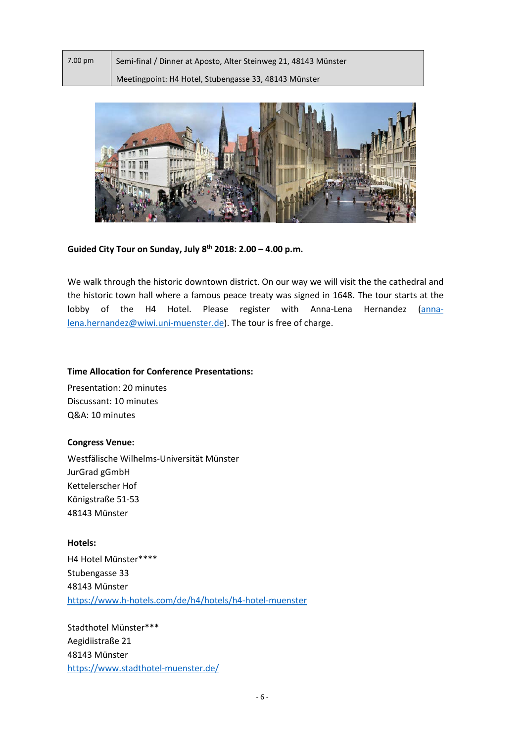| 7.00 pm | Semi-final / Dinner at Aposto, Alter Steinweg 21, 48143 Münster<br>Meetingpoint: H4 Hotel, Stubengasse 33, 48143 Münster |
|---|---|

**Guided City Tour on Sunday, July 8th 2018: 2.00 – 4.00 p.m.**

We walk through the historic downtown district. On our way we will visit the the cathedral and the historic town hall where a famous peace treaty was signed in 1648. The tour starts at the lobby of the H4 Hotel. Please register with Anna-Lena Hernandez (anna-lena.hernandez@wiwi.uni-muenster.de). The tour is free of charge.

**Time Allocation for Conference Presentations:**

Presentation: 20 minutes
Discussant: 10 minutes
Q&A: 10 minutes

**Congress Venue:**

Westfälische Wilhelms-Universität Münster
JurGrad gGmbH
Kettelerscher Hof
Königstraße 51-53
48143 Münster

**Hotels:**

H4 Hotel Münster****
Stubengasse 33
48143 Münster
https://www.h-hotels.com/de/h4/hotels/h4-hotel-muenster

Stadthotel Münster***
Aegidiistraße 21
48143 Münster
https://www.stadthotel-muenster.de/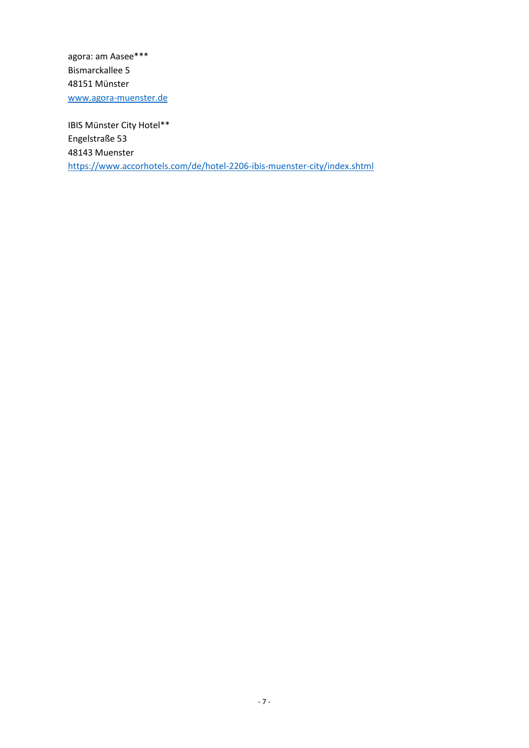agora: am Aasee***
Bismarckallee 5
48151 Münster
www.agora-muenster.de

IBIS Münster City Hotel**
Engelstraße 53
48143 Muenster
https://www.accorhotels.com/de/hotel-2206-ibis-muenster-city/index.shtml